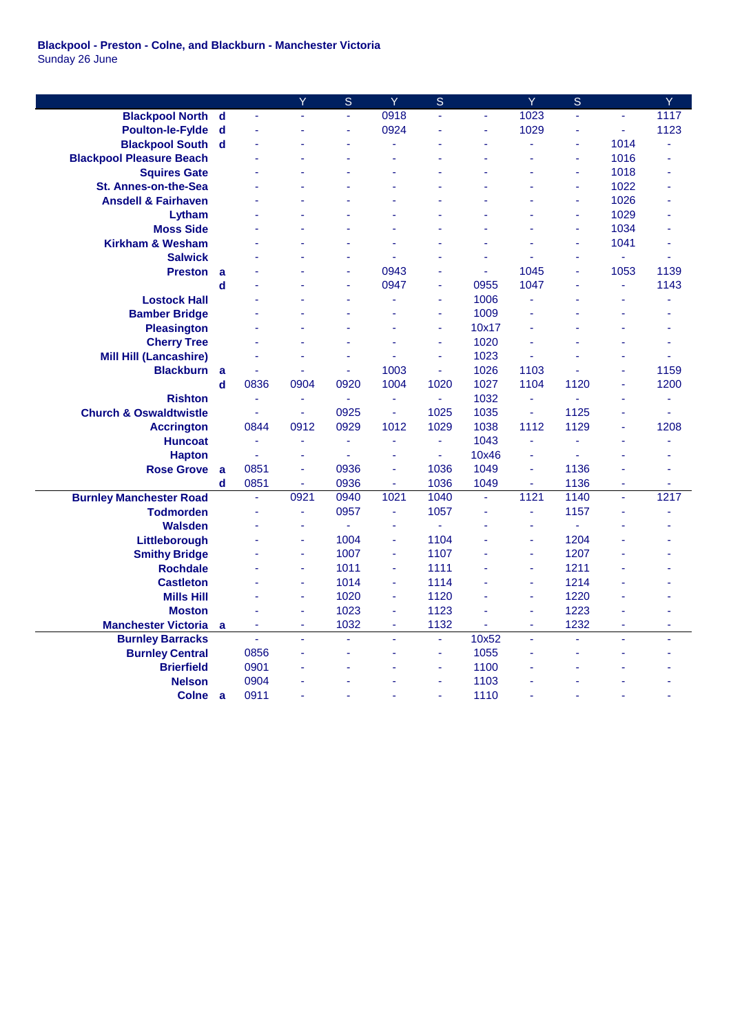**Blackpool - Preston - Colne, and Blackburn - Manchester Victoria**
Sunday 26 June

| | | | Y | S | Y | S | | Y | S | | Y |
|---|---|---|---|---|---|---|---|---|---|---|---|
| **Blackpool North** | **d** | - | - | - | 0918 | - | - | 1023 | - | - | 1117 |
| **Poulton-le-Fylde** | **d** | - | - | - | 0924 | - | - | 1029 | - | - | 1123 |
| **Blackpool South** | **d** | - | - | - | - | - | - | - | - | 1014 | - |
| **Blackpool Pleasure Beach** | | - | - | - | - | - | - | - | - | 1016 | - |
| **Squires Gate** | | - | - | - | - | - | - | - | - | 1018 | - |
| **St. Annes-on-the-Sea** | | - | - | - | - | - | - | - | - | 1022 | - |
| **Ansdell & Fairhaven** | | - | - | - | - | - | - | - | - | 1026 | - |
| **Lytham** | | - | - | - | - | - | - | - | - | 1029 | - |
| **Moss Side** | | - | - | - | - | - | - | - | - | 1034 | - |
| **Kirkham & Wesham** | | - | - | - | - | - | - | - | - | 1041 | - |
| **Salwick** | | - | - | - | - | - | - | - | - | - | - |
| **Preston** | **a** | - | - | - | 0943 | - | - | 1045 | - | 1053 | 1139 |
| | **d** | - | - | - | 0947 | - | 0955 | 1047 | - | - | 1143 |
| **Lostock Hall** | | - | - | - | - | - | 1006 | - | - | - | - |
| **Bamber Bridge** | | - | - | - | - | - | 1009 | - | - | - | - |
| **Pleasington** | | - | - | - | - | - | 10x17 | - | - | - | - |
| **Cherry Tree** | | - | - | - | - | - | 1020 | - | - | - | - |
| **Mill Hill (Lancashire)** | | - | - | - | - | - | 1023 | - | - | - | - |
| **Blackburn** | **a** | - | - | - | 1003 | - | 1026 | 1103 | - | - | 1159 |
| | **d** | 0836 | 0904 | 0920 | 1004 | 1020 | 1027 | 1104 | 1120 | - | 1200 |
| **Rishton** | | - | - | - | - | - | 1032 | - | - | - | - |
| **Church & Oswaldtwistle** | | - | - | 0925 | - | 1025 | 1035 | - | 1125 | - | - |
| **Accrington** | | 0844 | 0912 | 0929 | 1012 | 1029 | 1038 | 1112 | 1129 | - | 1208 |
| **Huncoat** | | - | - | - | - | - | 1043 | - | - | - | - |
| **Hapton** | | - | - | - | - | - | 10x46 | - | - | - | - |
| **Rose Grove** | **a** | 0851 | - | 0936 | - | 1036 | 1049 | - | 1136 | - | - |
| | **d** | 0851 | - | 0936 | - | 1036 | 1049 | - | 1136 | - | - |
| **Burnley Manchester Road** | | - | 0921 | 0940 | 1021 | 1040 | - | 1121 | 1140 | - | 1217 |
| **Todmorden** | | - | - | 0957 | - | 1057 | - | - | 1157 | - | - |
| **Walsden** | | - | - | - | - | - | - | - | - | - | - |
| **Littleborough** | | - | - | 1004 | - | 1104 | - | - | 1204 | - | - |
| **Smithy Bridge** | | - | - | 1007 | - | 1107 | - | - | 1207 | - | - |
| **Rochdale** | | - | - | 1011 | - | 1111 | - | - | 1211 | - | - |
| **Castleton** | | - | - | 1014 | - | 1114 | - | - | 1214 | - | - |
| **Mills Hill** | | - | - | 1020 | - | 1120 | - | - | 1220 | - | - |
| **Moston** | | - | - | 1023 | - | 1123 | - | - | 1223 | - | - |
| **Manchester Victoria** | **a** | - | - | 1032 | - | 1132 | - | - | 1232 | - | - |
| **Burnley Barracks** | | - | - | - | - | - | 10x52 | - | - | - | - |
| **Burnley Central** | | 0856 | - | - | - | - | 1055 | - | - | - | - |
| **Brierfield** | | 0901 | - | - | - | - | 1100 | - | - | - | - |
| **Nelson** | | 0904 | - | - | - | - | 1103 | - | - | - | - |
| **Colne** | **a** | 0911 | - | - | - | - | 1110 | - | - | - | - |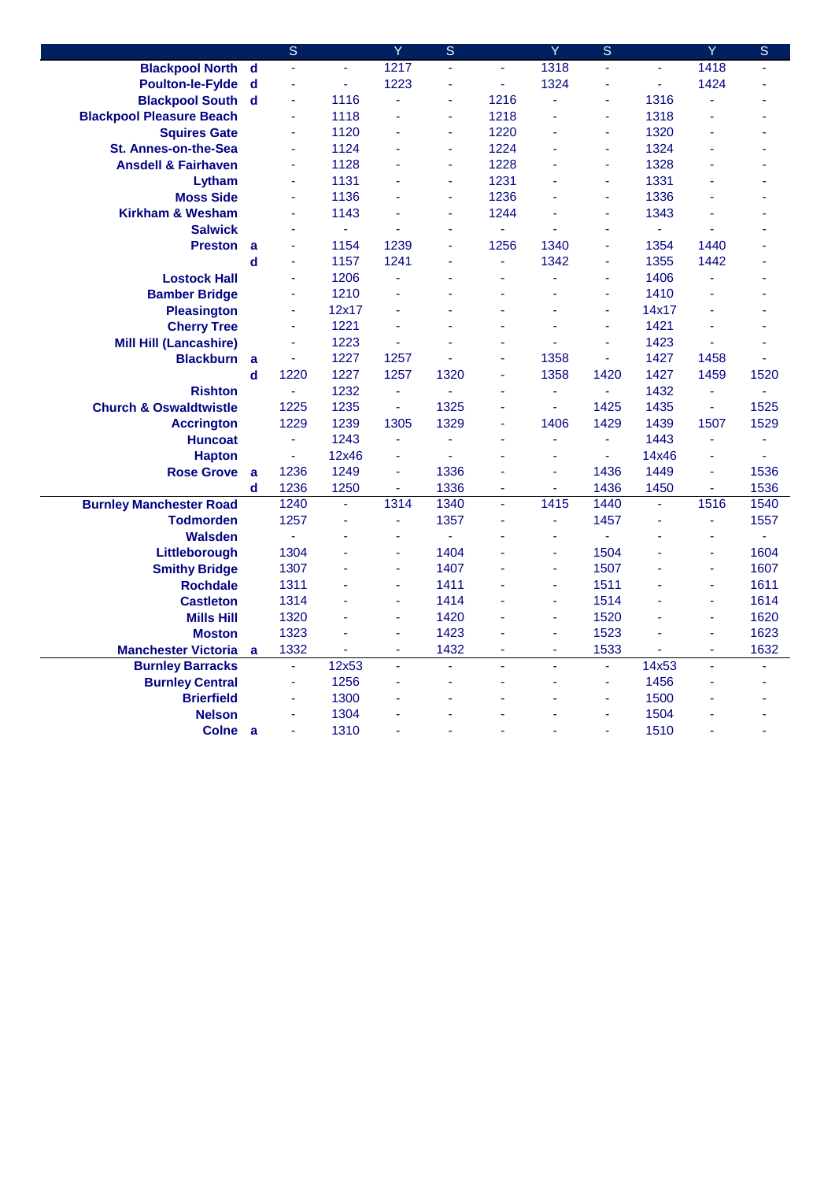| | | S | | Y | S | | Y | S | | Y | S |
|---|---|---|---|---|---|---|---|---|---|---|---|
| Blackpool North | d | - | - | 1217 | - | - | 1318 | - | - | 1418 | - |
| Poulton-le-Fylde | d | - | - | 1223 | - | - | 1324 | - | - | 1424 | - |
| Blackpool South | d | - | 1116 | - | - | 1216 | - | - | 1316 | - | - |
| Blackpool Pleasure Beach | | - | 1118 | - | - | 1218 | - | - | 1318 | - | - |
| Squires Gate | | - | 1120 | - | - | 1220 | - | - | 1320 | - | - |
| St. Annes-on-the-Sea | | - | 1124 | - | - | 1224 | - | - | 1324 | - | - |
| Ansdell & Fairhaven | | - | 1128 | - | - | 1228 | - | - | 1328 | - | - |
| Lytham | | - | 1131 | - | - | 1231 | - | - | 1331 | - | - |
| Moss Side | | - | 1136 | - | - | 1236 | - | - | 1336 | - | - |
| Kirkham & Wesham | | - | 1143 | - | - | 1244 | - | - | 1343 | - | - |
| Salwick | | - | - | - | - | - | - | - | - | - | - |
| Preston | a | - | 1154 | 1239 | - | 1256 | 1340 | - | 1354 | 1440 | - |
| | d | - | 1157 | 1241 | - | - | 1342 | - | 1355 | 1442 | - |
| Lostock Hall | | - | 1206 | - | - | - | - | - | 1406 | - | - |
| Bamber Bridge | | - | 1210 | - | - | - | - | - | 1410 | - | - |
| Pleasington | | - | 12x17 | - | - | - | - | - | 14x17 | - | - |
| Cherry Tree | | - | 1221 | - | - | - | - | - | 1421 | - | - |
| Mill Hill (Lancashire) | | - | 1223 | - | - | - | - | - | 1423 | - | - |
| Blackburn | a | - | 1227 | 1257 | - | - | 1358 | - | 1427 | 1458 | - |
| | d | 1220 | 1227 | 1257 | 1320 | - | 1358 | 1420 | 1427 | 1459 | 1520 |
| Rishton | | - | 1232 | - | - | - | - | - | 1432 | - | - |
| Church & Oswaldtwistle | | 1225 | 1235 | - | 1325 | - | - | 1425 | 1435 | - | 1525 |
| Accrington | | 1229 | 1239 | 1305 | 1329 | - | 1406 | 1429 | 1439 | 1507 | 1529 |
| Huncoat | | - | 1243 | - | - | - | - | - | 1443 | - | - |
| Hapton | | - | 12x46 | - | - | - | - | - | 14x46 | - | - |
| Rose Grove | a | 1236 | 1249 | - | 1336 | - | - | 1436 | 1449 | - | 1536 |
| | d | 1236 | 1250 | - | 1336 | - | - | 1436 | 1450 | - | 1536 |
| Burnley Manchester Road | | 1240 | - | 1314 | 1340 | - | 1415 | 1440 | - | 1516 | 1540 |
| Todmorden | | 1257 | - | - | 1357 | - | - | 1457 | - | - | 1557 |
| Walsden | | - | - | - | - | - | - | - | - | - | - |
| Littleborough | | 1304 | - | - | 1404 | - | - | 1504 | - | - | 1604 |
| Smithy Bridge | | 1307 | - | - | 1407 | - | - | 1507 | - | - | 1607 |
| Rochdale | | 1311 | - | - | 1411 | - | - | 1511 | - | - | 1611 |
| Castleton | | 1314 | - | - | 1414 | - | - | 1514 | - | - | 1614 |
| Mills Hill | | 1320 | - | - | 1420 | - | - | 1520 | - | - | 1620 |
| Moston | | 1323 | - | - | 1423 | - | - | 1523 | - | - | 1623 |
| Manchester Victoria | a | 1332 | - | - | 1432 | - | - | 1533 | - | - | 1632 |
| Burnley Barracks | | - | 12x53 | - | - | - | - | - | 14x53 | - | - |
| Burnley Central | | - | 1256 | - | - | - | - | - | 1456 | - | - |
| Brierfield | | - | 1300 | - | - | - | - | - | 1500 | - | - |
| Nelson | | - | 1304 | - | - | - | - | - | 1504 | - | - |
| Colne | a | - | 1310 | - | - | - | - | - | 1510 | - | - |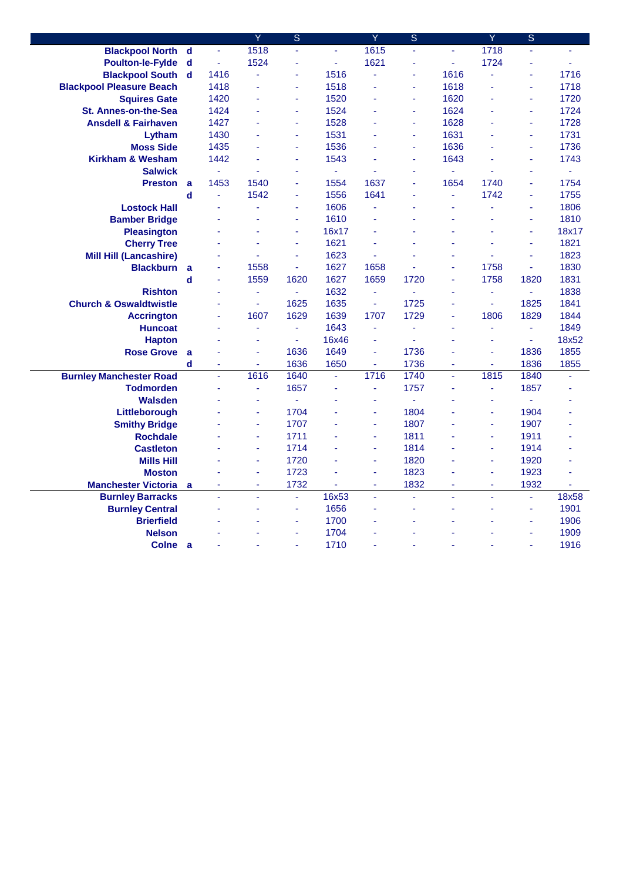| | | | Y | S | | Y | S | | Y | S | |
|---|---|---|---|---|---|---|---|---|---|---|---|
| Blackpool North | d | - | 1518 | - | - | 1615 | - | - | 1718 | - | - |
| Poulton-le-Fylde | d | - | 1524 | - | - | 1621 | - | - | 1724 | - | - |
| Blackpool South | d | 1416 | - | - | 1516 | - | - | 1616 | - | - | 1716 |
| Blackpool Pleasure Beach | | 1418 | - | - | 1518 | - | - | 1618 | - | - | 1718 |
| Squires Gate | | 1420 | - | - | 1520 | - | - | 1620 | - | - | 1720 |
| St. Annes-on-the-Sea | | 1424 | - | - | 1524 | - | - | 1624 | - | - | 1724 |
| Ansdell & Fairhaven | | 1427 | - | - | 1528 | - | - | 1628 | - | - | 1728 |
| Lytham | | 1430 | - | - | 1531 | - | - | 1631 | - | - | 1731 |
| Moss Side | | 1435 | - | - | 1536 | - | - | 1636 | - | - | 1736 |
| Kirkham & Wesham | | 1442 | - | - | 1543 | - | - | 1643 | - | - | 1743 |
| Salwick | | - | - | - | - | - | - | - | - | - | - |
| Preston | a | 1453 | 1540 | - | 1554 | 1637 | - | 1654 | 1740 | - | 1754 |
| | d | - | 1542 | - | 1556 | 1641 | - | - | 1742 | - | 1755 |
| Lostock Hall | | - | - | - | 1606 | - | - | - | - | - | 1806 |
| Bamber Bridge | | - | - | - | 1610 | - | - | - | - | - | 1810 |
| Pleasington | | - | - | - | 16x17 | - | - | - | - | - | 18x17 |
| Cherry Tree | | - | - | - | 1621 | - | - | - | - | - | 1821 |
| Mill Hill (Lancashire) | | - | - | - | 1623 | - | - | - | - | - | 1823 |
| Blackburn | a | - | 1558 | - | 1627 | 1658 | - | - | 1758 | - | 1830 |
| | d | - | 1559 | 1620 | 1627 | 1659 | 1720 | - | 1758 | 1820 | 1831 |
| Rishton | | - | - | - | 1632 | - | - | - | - | - | 1838 |
| Church & Oswaldtwistle | | - | - | 1625 | 1635 | - | 1725 | - | - | 1825 | 1841 |
| Accrington | | - | 1607 | 1629 | 1639 | 1707 | 1729 | - | 1806 | 1829 | 1844 |
| Huncoat | | - | - | - | 1643 | - | - | - | - | - | 1849 |
| Hapton | | - | - | - | 16x46 | - | - | - | - | - | 18x52 |
| Rose Grove | a | - | - | 1636 | 1649 | - | 1736 | - | - | 1836 | 1855 |
| | d | - | - | 1636 | 1650 | - | 1736 | - | - | 1836 | 1855 |
| Burnley Manchester Road | | - | 1616 | 1640 | - | 1716 | 1740 | - | 1815 | 1840 | - |
| Todmorden | | - | - | 1657 | - | - | 1757 | - | - | 1857 | - |
| Walsden | | - | - | - | - | - | - | - | - | - | - |
| Littleborough | | - | - | 1704 | - | - | 1804 | - | - | 1904 | - |
| Smithy Bridge | | - | - | 1707 | - | - | 1807 | - | - | 1907 | - |
| Rochdale | | - | - | 1711 | - | - | 1811 | - | - | 1911 | - |
| Castleton | | - | - | 1714 | - | - | 1814 | - | - | 1914 | - |
| Mills Hill | | - | - | 1720 | - | - | 1820 | - | - | 1920 | - |
| Moston | | - | - | 1723 | - | - | 1823 | - | - | 1923 | - |
| Manchester Victoria | a | - | - | 1732 | - | - | 1832 | - | - | 1932 | - |
| Burnley Barracks | | - | - | - | 16x53 | - | - | - | - | - | 18x58 |
| Burnley Central | | - | - | - | 1656 | - | - | - | - | - | 1901 |
| Brierfield | | - | - | - | 1700 | - | - | - | - | - | 1906 |
| Nelson | | - | - | - | 1704 | - | - | - | - | - | 1909 |
| Colne | a | - | - | - | 1710 | - | - | - | - | - | 1916 |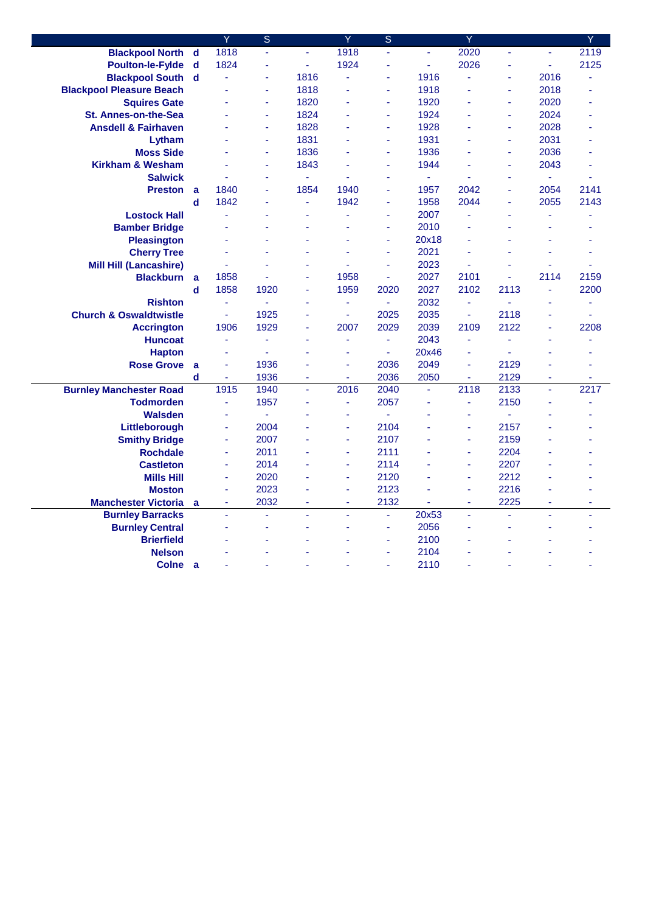| | | Y | S | | Y | S | | Y | | | Y |
|---|---|---|---|---|---|---|---|---|---|---|---|
| **Blackpool North** | **d** | 1818 | - | - | 1918 | - | - | 2020 | - | - | 2119 |
| **Poulton-le-Fylde** | **d** | 1824 | - | - | 1924 | - | - | 2026 | - | - | 2125 |
| **Blackpool South** | **d** | - | - | 1816 | - | - | 1916 | - | - | 2016 | - |
| **Blackpool Pleasure Beach** | | - | - | 1818 | - | - | 1918 | - | - | 2018 | - |
| **Squires Gate** | | - | - | 1820 | - | - | 1920 | - | - | 2020 | - |
| **St. Annes-on-the-Sea** | | - | - | 1824 | - | - | 1924 | - | - | 2024 | - |
| **Ansdell & Fairhaven** | | - | - | 1828 | - | - | 1928 | - | - | 2028 | - |
| **Lytham** | | - | - | 1831 | - | - | 1931 | - | - | 2031 | - |
| **Moss Side** | | - | - | 1836 | - | - | 1936 | - | - | 2036 | - |
| **Kirkham & Wesham** | | - | - | 1843 | - | - | 1944 | - | - | 2043 | - |
| **Salwick** | | - | - | - | - | - | - | - | - | - | - |
| **Preston** | **a** | 1840 | - | 1854 | 1940 | - | 1957 | 2042 | - | 2054 | 2141 |
| | **d** | 1842 | - | - | 1942 | - | 1958 | 2044 | - | 2055 | 2143 |
| **Lostock Hall** | | - | - | - | - | - | 2007 | - | - | - | - |
| **Bamber Bridge** | | - | - | - | - | - | 2010 | - | - | - | - |
| **Pleasington** | | - | - | - | - | - | 20x18 | - | - | - | - |
| **Cherry Tree** | | - | - | - | - | - | 2021 | - | - | - | - |
| **Mill Hill (Lancashire)** | | - | - | - | - | - | 2023 | - | - | - | - |
| **Blackburn** | **a** | 1858 | - | - | 1958 | - | 2027 | 2101 | - | 2114 | 2159 |
| | **d** | 1858 | 1920 | - | 1959 | 2020 | 2027 | 2102 | 2113 | - | 2200 |
| **Rishton** | | - | - | - | - | - | 2032 | - | - | - | - |
| **Church & Oswaldtwistle** | | - | 1925 | - | - | 2025 | 2035 | - | 2118 | - | - |
| **Accrington** | | 1906 | 1929 | - | 2007 | 2029 | 2039 | 2109 | 2122 | - | 2208 |
| **Huncoat** | | - | - | - | - | - | 2043 | - | - | - | - |
| **Hapton** | | - | - | - | - | - | 20x46 | - | - | - | - |
| **Rose Grove** | **a** | - | 1936 | - | - | 2036 | 2049 | - | 2129 | - | - |
| | **d** | - | 1936 | - | - | 2036 | 2050 | - | 2129 | - | - |
| **Burnley Manchester Road** | | 1915 | 1940 | - | 2016 | 2040 | - | 2118 | 2133 | - | 2217 |
| **Todmorden** | | - | 1957 | - | - | 2057 | - | - | 2150 | - | - |
| **Walsden** | | - | - | - | - | - | - | - | - | - | - |
| **Littleborough** | | - | 2004 | - | - | 2104 | - | - | 2157 | - | - |
| **Smithy Bridge** | | - | 2007 | - | - | 2107 | - | - | 2159 | - | - |
| **Rochdale** | | - | 2011 | - | - | 2111 | - | - | 2204 | - | - |
| **Castleton** | | - | 2014 | - | - | 2114 | - | - | 2207 | - | - |
| **Mills Hill** | | - | 2020 | - | - | 2120 | - | - | 2212 | - | - |
| **Moston** | | - | 2023 | - | - | 2123 | - | - | 2216 | - | - |
| **Manchester Victoria** | **a** | - | 2032 | - | - | 2132 | - | - | 2225 | - | - |
| **Burnley Barracks** | | - | - | - | - | - | 20x53 | - | - | - | - |
| **Burnley Central** | | - | - | - | - | - | 2056 | - | - | - | - |
| **Brierfield** | | - | - | - | - | - | 2100 | - | - | - | - |
| **Nelson** | | - | - | - | - | - | 2104 | - | - | - | - |
| **Colne** | **a** | - | - | - | - | - | 2110 | - | - | - | - |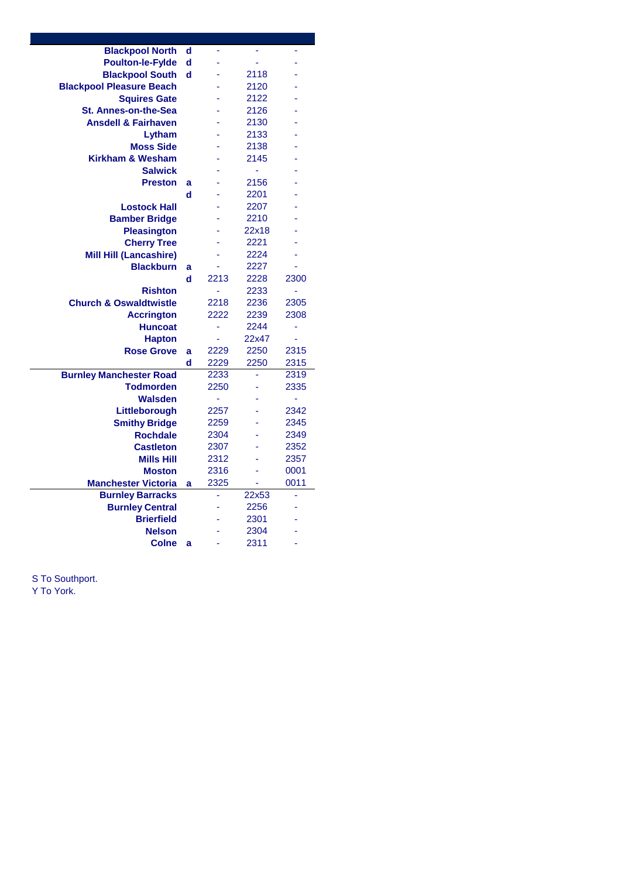| Station | | | | |
|---|---|---|---|---|
| Blackpool North | d | - | - | - |
| Poulton-le-Fylde | d | - | - | - |
| Blackpool South | d | - | 2118 | - |
| Blackpool Pleasure Beach | | - | 2120 | - |
| Squires Gate | | - | 2122 | - |
| St. Annes-on-the-Sea | | - | 2126 | - |
| Ansdell & Fairhaven | | - | 2130 | - |
| Lytham | | - | 2133 | - |
| Moss Side | | - | 2138 | - |
| Kirkham & Wesham | | - | 2145 | - |
| Salwick | | - | - | - |
| Preston | a | - | 2156 | - |
| | d | - | 2201 | - |
| Lostock Hall | | - | 2207 | - |
| Bamber Bridge | | - | 2210 | - |
| Pleasington | | - | 22x18 | - |
| Cherry Tree | | - | 2221 | - |
| Mill Hill (Lancashire) | | - | 2224 | - |
| Blackburn | a | - | 2227 | - |
| | d | 2213 | 2228 | 2300 |
| Rishton | | - | 2233 | - |
| Church & Oswaldtwistle | | 2218 | 2236 | 2305 |
| Accrington | | 2222 | 2239 | 2308 |
| Huncoat | | - | 2244 | - |
| Hapton | | - | 22x47 | - |
| Rose Grove | a | 2229 | 2250 | 2315 |
| | d | 2229 | 2250 | 2315 |
| Burnley Manchester Road | | 2233 | - | 2319 |
| Todmorden | | 2250 | - | 2335 |
| Walsden | | - | - | - |
| Littleborough | | 2257 | - | 2342 |
| Smithy Bridge | | 2259 | - | 2345 |
| Rochdale | | 2304 | - | 2349 |
| Castleton | | 2307 | - | 2352 |
| Mills Hill | | 2312 | - | 2357 |
| Moston | | 2316 | - | 0001 |
| Manchester Victoria | a | 2325 | - | 0011 |
| Burnley Barracks | | - | 22x53 | - |
| Burnley Central | | - | 2256 | - |
| Brierfield | | - | 2301 | - |
| Nelson | | - | 2304 | - |
| Colne | a | - | 2311 | - |

S To Southport.
Y To York.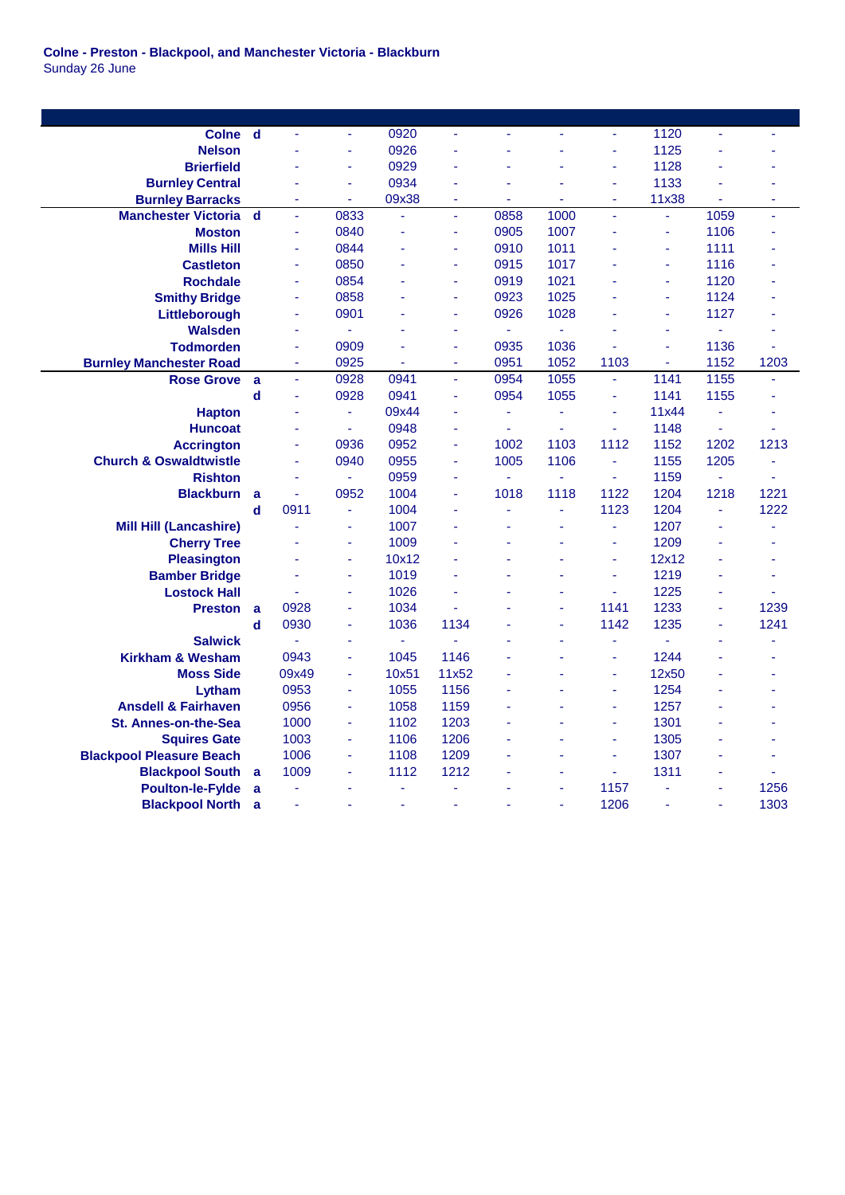**Colne - Preston - Blackpool, and Manchester Victoria - Blackburn**
Sunday 26 June

| Station | | | | | | | | | | | |
|---|---|---|---|---|---|---|---|---|---|---|---|
| Colne | d | - | - | 0920 | - | - | - | - | 1120 | - | - |
| Nelson | | - | - | 0926 | - | - | - | - | 1125 | - | - |
| Brierfield | | - | - | 0929 | - | - | - | - | 1128 | - | - |
| Burnley Central | | - | - | 0934 | - | - | - | - | 1133 | - | - |
| Burnley Barracks | | - | - | 09x38 | - | - | - | - | 11x38 | - | - |
| Manchester Victoria | d | - | 0833 | - | - | 0858 | 1000 | - | - | 1059 | - |
| Moston | | - | 0840 | - | - | 0905 | 1007 | - | - | 1106 | - |
| Mills Hill | | - | 0844 | - | - | 0910 | 1011 | - | - | 1111 | - |
| Castleton | | - | 0850 | - | - | 0915 | 1017 | - | - | 1116 | - |
| Rochdale | | - | 0854 | - | - | 0919 | 1021 | - | - | 1120 | - |
| Smithy Bridge | | - | 0858 | - | - | 0923 | 1025 | - | - | 1124 | - |
| Littleborough | | - | 0901 | - | - | 0926 | 1028 | - | - | 1127 | - |
| Walsden | | - | - | - | - | - | - | - | - | - | - |
| Todmorden | | - | 0909 | - | - | 0935 | 1036 | - | - | 1136 | - |
| Burnley Manchester Road | | - | 0925 | - | - | 0951 | 1052 | 1103 | - | 1152 | 1203 |
| Rose Grove | a | - | 0928 | 0941 | - | 0954 | 1055 | - | 1141 | 1155 | - |
| | d | - | 0928 | 0941 | - | 0954 | 1055 | - | 1141 | 1155 | - |
| Hapton | | - | - | 09x44 | - | - | - | - | 11x44 | - | - |
| Huncoat | | - | - | 0948 | - | - | - | - | 1148 | - | - |
| Accrington | | - | 0936 | 0952 | - | 1002 | 1103 | 1112 | 1152 | 1202 | 1213 |
| Church & Oswaldtwistle | | - | 0940 | 0955 | - | 1005 | 1106 | - | 1155 | 1205 | - |
| Rishton | | - | - | 0959 | - | - | - | - | 1159 | - | - |
| Blackburn | a | - | 0952 | 1004 | - | 1018 | 1118 | 1122 | 1204 | 1218 | 1221 |
| | d | 0911 | - | 1004 | - | - | - | 1123 | 1204 | - | 1222 |
| Mill Hill (Lancashire) | | - | - | 1007 | - | - | - | - | 1207 | - | - |
| Cherry Tree | | - | - | 1009 | - | - | - | - | 1209 | - | - |
| Pleasington | | - | - | 10x12 | - | - | - | - | 12x12 | - | - |
| Bamber Bridge | | - | - | 1019 | - | - | - | - | 1219 | - | - |
| Lostock Hall | | - | - | 1026 | - | - | - | - | 1225 | - | - |
| Preston | a | 0928 | - | 1034 | - | - | - | 1141 | 1233 | - | 1239 |
| | d | 0930 | - | 1036 | 1134 | - | - | 1142 | 1235 | - | 1241 |
| Salwick | | - | - | - | - | - | - | - | - | - | - |
| Kirkham & Wesham | | 0943 | - | 1045 | 1146 | - | - | - | 1244 | - | - |
| Moss Side | | 09x49 | - | 10x51 | 11x52 | - | - | - | 12x50 | - | - |
| Lytham | | 0953 | - | 1055 | 1156 | - | - | - | 1254 | - | - |
| Ansdell & Fairhaven | | 0956 | - | 1058 | 1159 | - | - | - | 1257 | - | - |
| St. Annes-on-the-Sea | | 1000 | - | 1102 | 1203 | - | - | - | 1301 | - | - |
| Squires Gate | | 1003 | - | 1106 | 1206 | - | - | - | 1305 | - | - |
| Blackpool Pleasure Beach | | 1006 | - | 1108 | 1209 | - | - | - | 1307 | - | - |
| Blackpool South | a | 1009 | - | 1112 | 1212 | - | - | - | 1311 | - | - |
| Poulton-le-Fylde | a | - | - | - | - | - | - | 1157 | - | - | 1256 |
| Blackpool North | a | - | - | - | - | - | - | 1206 | - | - | 1303 |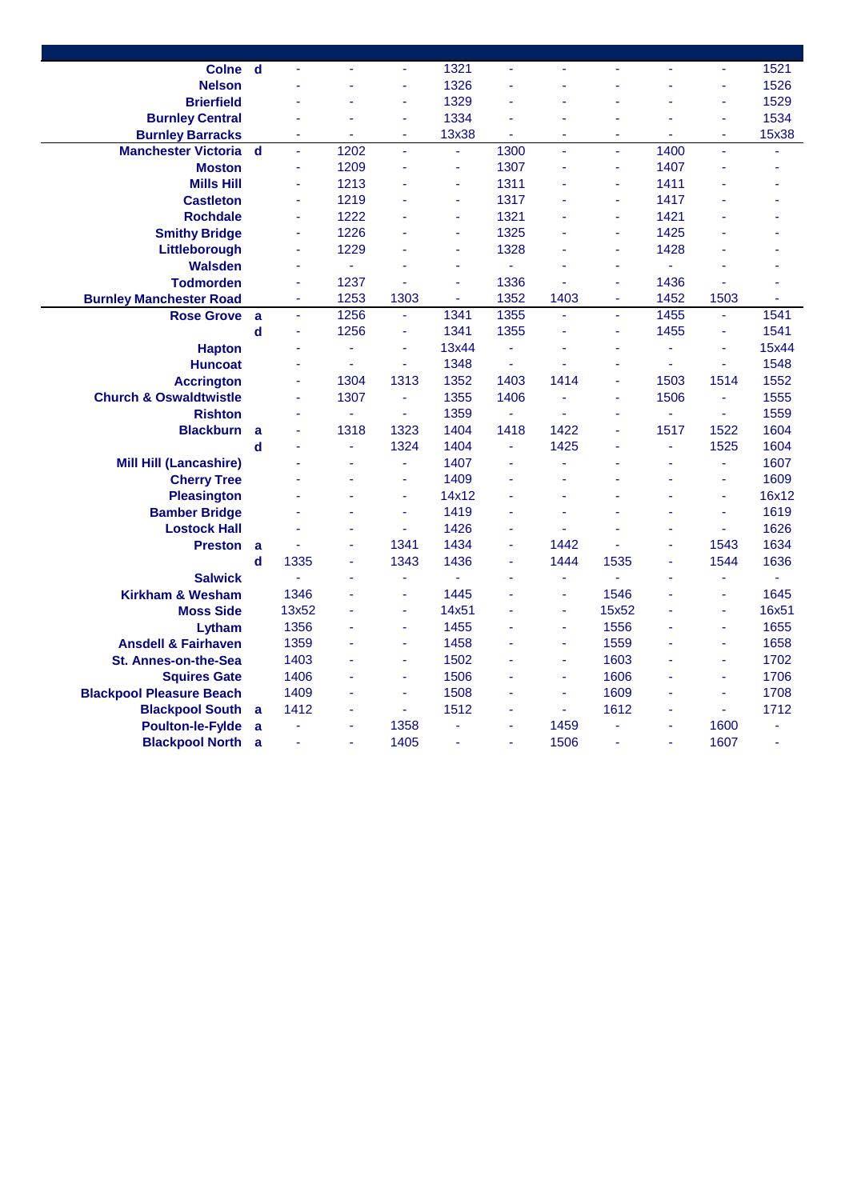| Station | | | | | | | | | | | |
|---|---|---|---|---|---|---|---|---|---|---|---|
| Colne | d | - | - | - | 1321 | - | - | - | - | - | 1521 |
| Nelson | | - | - | - | 1326 | - | - | - | - | - | 1526 |
| Brierfield | | - | - | - | 1329 | - | - | - | - | - | 1529 |
| Burnley Central | | - | - | - | 1334 | - | - | - | - | - | 1534 |
| Burnley Barracks | | - | - | - | 13x38 | - | - | - | - | - | 15x38 |
| Manchester Victoria | d | - | 1202 | - | - | 1300 | - | - | 1400 | - | - |
| Moston | | - | 1209 | - | - | 1307 | - | - | 1407 | - | - |
| Mills Hill | | - | 1213 | - | - | 1311 | - | - | 1411 | - | - |
| Castleton | | - | 1219 | - | - | 1317 | - | - | 1417 | - | - |
| Rochdale | | - | 1222 | - | - | 1321 | - | - | 1421 | - | - |
| Smithy Bridge | | - | 1226 | - | - | 1325 | - | - | 1425 | - | - |
| Littleborough | | - | 1229 | - | - | 1328 | - | - | 1428 | - | - |
| Walsden | | - | - | - | - | - | - | - | - | - | - |
| Todmorden | | - | 1237 | - | - | 1336 | - | - | 1436 | - | - |
| Burnley Manchester Road | | - | 1253 | 1303 | - | 1352 | 1403 | - | 1452 | 1503 | - |
| Rose Grove | a | - | 1256 | - | 1341 | 1355 | - | - | 1455 | - | 1541 |
| | d | - | 1256 | - | 1341 | 1355 | - | - | 1455 | - | 1541 |
| Hapton | | - | - | - | 13x44 | - | - | - | - | - | 15x44 |
| Huncoat | | - | - | - | 1348 | - | - | - | - | - | 1548 |
| Accrington | | - | 1304 | 1313 | 1352 | 1403 | 1414 | - | 1503 | 1514 | 1552 |
| Church & Oswaldtwistle | | - | 1307 | - | 1355 | 1406 | - | - | 1506 | - | 1555 |
| Rishton | | - | - | - | 1359 | - | - | - | - | - | 1559 |
| Blackburn | a | - | 1318 | 1323 | 1404 | 1418 | 1422 | - | 1517 | 1522 | 1604 |
| | d | - | - | 1324 | 1404 | - | 1425 | - | - | 1525 | 1604 |
| Mill Hill (Lancashire) | | - | - | - | 1407 | - | - | - | - | - | 1607 |
| Cherry Tree | | - | - | - | 1409 | - | - | - | - | - | 1609 |
| Pleasington | | - | - | - | 14x12 | - | - | - | - | - | 16x12 |
| Bamber Bridge | | - | - | - | 1419 | - | - | - | - | - | 1619 |
| Lostock Hall | | - | - | - | 1426 | - | - | - | - | - | 1626 |
| Preston | a | - | - | 1341 | 1434 | - | 1442 | - | - | 1543 | 1634 |
| | d | 1335 | - | 1343 | 1436 | - | 1444 | 1535 | - | 1544 | 1636 |
| Salwick | | - | - | - | - | - | - | - | - | - | - |
| Kirkham & Wesham | | 1346 | - | - | 1445 | - | - | 1546 | - | - | 1645 |
| Moss Side | | 13x52 | - | - | 14x51 | - | - | 15x52 | - | - | 16x51 |
| Lytham | | 1356 | - | - | 1455 | - | - | 1556 | - | - | 1655 |
| Ansdell & Fairhaven | | 1359 | - | - | 1458 | - | - | 1559 | - | - | 1658 |
| St. Annes-on-the-Sea | | 1403 | - | - | 1502 | - | - | 1603 | - | - | 1702 |
| Squires Gate | | 1406 | - | - | 1506 | - | - | 1606 | - | - | 1706 |
| Blackpool Pleasure Beach | | 1409 | - | - | 1508 | - | - | 1609 | - | - | 1708 |
| Blackpool South | a | 1412 | - | - | 1512 | - | - | 1612 | - | - | 1712 |
| Poulton-le-Fylde | a | - | - | 1358 | - | - | 1459 | - | - | 1600 | - |
| Blackpool North | a | - | - | 1405 | - | - | 1506 | - | - | 1607 | - |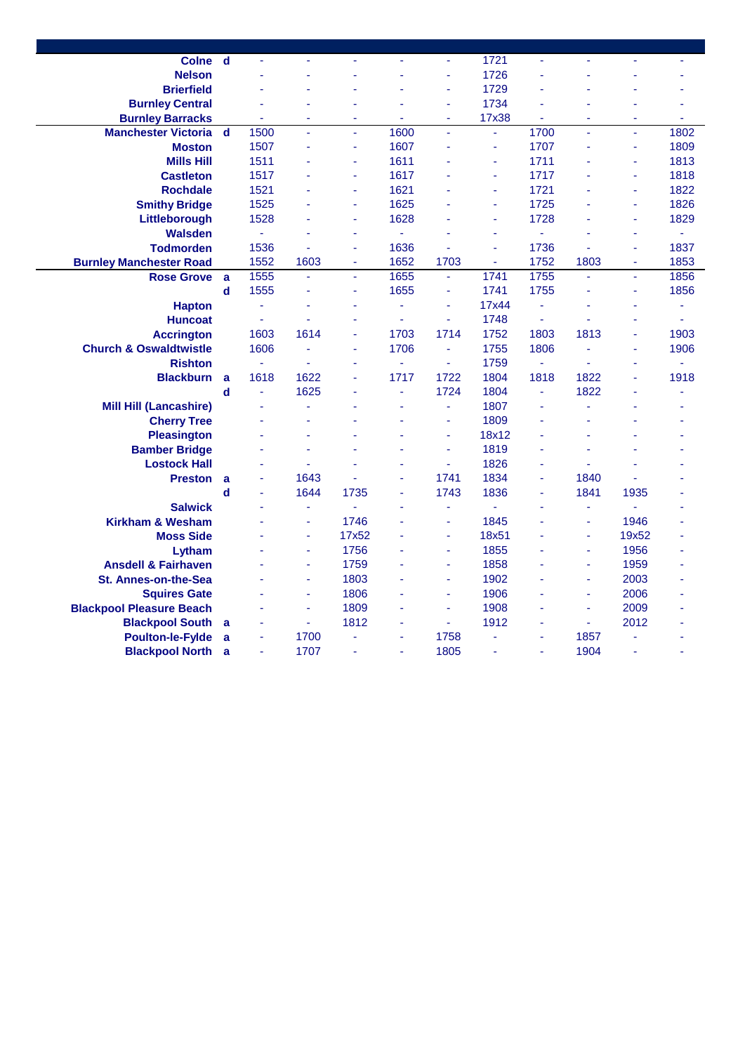| Station | | | | | | | | | | | |
|---|---|---|---|---|---|---|---|---|---|---|---|
| Colne | d | - | - | - | - | - | 1721 | - | - | - | - |
| Nelson | | - | - | - | - | - | 1726 | - | - | - | - |
| Brierfield | | - | - | - | - | - | 1729 | - | - | - | - |
| Burnley Central | | - | - | - | - | - | 1734 | - | - | - | - |
| Burnley Barracks | | - | - | - | - | - | 17x38 | - | - | - | - |
| Manchester Victoria | d | 1500 | - | - | 1600 | - | - | 1700 | - | - | 1802 |
| Moston | | 1507 | - | - | 1607 | - | - | 1707 | - | - | 1809 |
| Mills Hill | | 1511 | - | - | 1611 | - | - | 1711 | - | - | 1813 |
| Castleton | | 1517 | - | - | 1617 | - | - | 1717 | - | - | 1818 |
| Rochdale | | 1521 | - | - | 1621 | - | - | 1721 | - | - | 1822 |
| Smithy Bridge | | 1525 | - | - | 1625 | - | - | 1725 | - | - | 1826 |
| Littleborough | | 1528 | - | - | 1628 | - | - | 1728 | - | - | 1829 |
| Walsden | | - | - | - | - | - | - | - | - | - | - |
| Todmorden | | 1536 | - | - | 1636 | - | - | 1736 | - | - | 1837 |
| Burnley Manchester Road | | 1552 | 1603 | - | 1652 | 1703 | - | 1752 | 1803 | - | 1853 |
| Rose Grove | a | 1555 | - | - | 1655 | - | 1741 | 1755 | - | - | 1856 |
| | d | 1555 | - | - | 1655 | - | 1741 | 1755 | - | - | 1856 |
| Hapton | | - | - | - | - | - | 17x44 | - | - | - | - |
| Huncoat | | - | - | - | - | - | 1748 | - | - | - | - |
| Accrington | | 1603 | 1614 | - | 1703 | 1714 | 1752 | 1803 | 1813 | - | 1903 |
| Church & Oswaldtwistle | | 1606 | - | - | 1706 | - | 1755 | 1806 | - | - | 1906 |
| Rishton | | - | - | - | - | - | 1759 | - | - | - | - |
| Blackburn | a | 1618 | 1622 | - | 1717 | 1722 | 1804 | 1818 | 1822 | - | 1918 |
| | d | - | 1625 | - | - | 1724 | 1804 | - | 1822 | - | - |
| Mill Hill (Lancashire) | | - | - | - | - | - | 1807 | - | - | - | - |
| Cherry Tree | | - | - | - | - | - | 1809 | - | - | - | - |
| Pleasington | | - | - | - | - | - | 18x12 | - | - | - | - |
| Bamber Bridge | | - | - | - | - | - | 1819 | - | - | - | - |
| Lostock Hall | | - | - | - | - | - | 1826 | - | - | - | - |
| Preston | a | - | 1643 | - | - | 1741 | 1834 | - | 1840 | - | - |
| | d | - | 1644 | 1735 | - | 1743 | 1836 | - | 1841 | 1935 | - |
| Salwick | | - | - | - | - | - | - | - | - | - | - |
| Kirkham & Wesham | | - | - | 1746 | - | - | 1845 | - | - | 1946 | - |
| Moss Side | | - | - | 17x52 | - | - | 18x51 | - | - | 19x52 | - |
| Lytham | | - | - | 1756 | - | - | 1855 | - | - | 1956 | - |
| Ansdell & Fairhaven | | - | - | 1759 | - | - | 1858 | - | - | 1959 | - |
| St. Annes-on-the-Sea | | - | - | 1803 | - | - | 1902 | - | - | 2003 | - |
| Squires Gate | | - | - | 1806 | - | - | 1906 | - | - | 2006 | - |
| Blackpool Pleasure Beach | | - | - | 1809 | - | - | 1908 | - | - | 2009 | - |
| Blackpool South | a | - | - | 1812 | - | - | 1912 | - | - | 2012 | - |
| Poulton-le-Fylde | a | - | 1700 | - | - | 1758 | - | - | 1857 | - | - |
| Blackpool North | a | - | 1707 | - | - | 1805 | - | - | 1904 | - | - |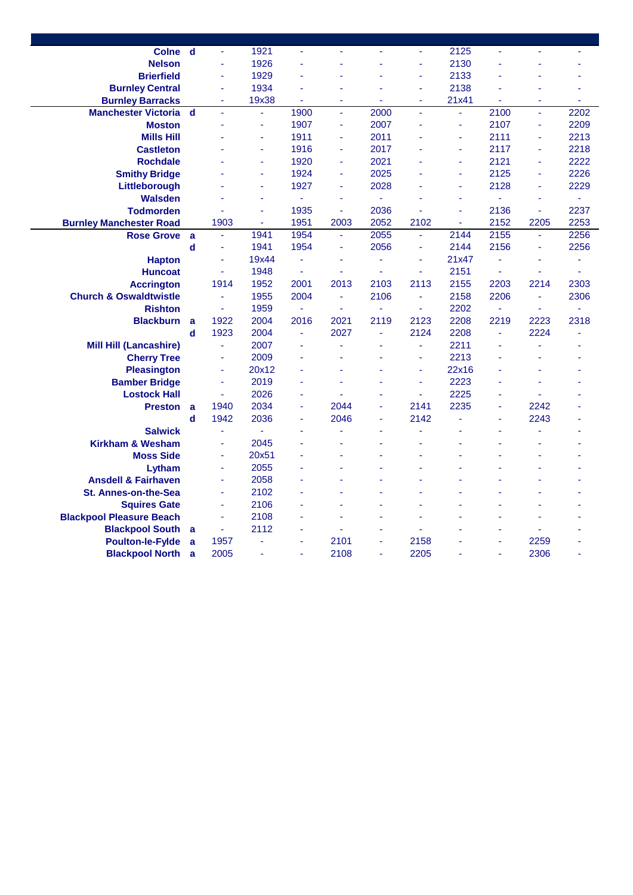| Station | | | | | | | | | | | |
|---|---|---|---|---|---|---|---|---|---|---|---|
| **Colne** | **d** | - | 1921 | - | - | - | - | 2125 | - | - | - |
| **Nelson** | | - | 1926 | - | - | - | - | 2130 | - | - | - |
| **Brierfield** | | - | 1929 | - | - | - | - | 2133 | - | - | - |
| **Burnley Central** | | - | 1934 | - | - | - | - | 2138 | - | - | - |
| **Burnley Barracks** | | - | 19x38 | - | - | - | - | 21x41 | - | - | - |
| **Manchester Victoria** | **d** | - | - | 1900 | - | 2000 | - | - | 2100 | - | 2202 |
| **Moston** | | - | - | 1907 | - | 2007 | - | - | 2107 | - | 2209 |
| **Mills Hill** | | - | - | 1911 | - | 2011 | - | - | 2111 | - | 2213 |
| **Castleton** | | - | - | 1916 | - | 2017 | - | - | 2117 | - | 2218 |
| **Rochdale** | | - | - | 1920 | - | 2021 | - | - | 2121 | - | 2222 |
| **Smithy Bridge** | | - | - | 1924 | - | 2025 | - | - | 2125 | - | 2226 |
| **Littleborough** | | - | - | 1927 | - | 2028 | - | - | 2128 | - | 2229 |
| **Walsden** | | - | - | - | - | - | - | - | - | - | - |
| **Todmorden** | | - | - | 1935 | - | 2036 | - | - | 2136 | - | 2237 |
| **Burnley Manchester Road** | | 1903 | - | 1951 | 2003 | 2052 | 2102 | - | 2152 | 2205 | 2253 |
| **Rose Grove** | **a** | - | 1941 | 1954 | - | 2055 | - | 2144 | 2155 | - | 2256 |
| | **d** | - | 1941 | 1954 | - | 2056 | - | 2144 | 2156 | - | 2256 |
| **Hapton** | | - | 19x44 | - | - | - | - | 21x47 | - | - | - |
| **Huncoat** | | - | 1948 | - | - | - | - | 2151 | - | - | - |
| **Accrington** | | 1914 | 1952 | 2001 | 2013 | 2103 | 2113 | 2155 | 2203 | 2214 | 2303 |
| **Church & Oswaldtwistle** | | - | 1955 | 2004 | - | 2106 | - | 2158 | 2206 | - | 2306 |
| **Rishton** | | - | 1959 | - | - | - | - | 2202 | - | - | - |
| **Blackburn** | **a** | 1922 | 2004 | 2016 | 2021 | 2119 | 2123 | 2208 | 2219 | 2223 | 2318 |
| | **d** | 1923 | 2004 | - | 2027 | - | 2124 | 2208 | - | 2224 | - |
| **Mill Hill (Lancashire)** | | - | 2007 | - | - | - | - | 2211 | - | - | - |
| **Cherry Tree** | | - | 2009 | - | - | - | - | 2213 | - | - | - |
| **Pleasington** | | - | 20x12 | - | - | - | - | 22x16 | - | - | - |
| **Bamber Bridge** | | - | 2019 | - | - | - | - | 2223 | - | - | - |
| **Lostock Hall** | | - | 2026 | - | - | - | - | 2225 | - | - | - |
| **Preston** | **a** | 1940 | 2034 | - | 2044 | - | 2141 | 2235 | - | 2242 | - |
| | **d** | 1942 | 2036 | - | 2046 | - | 2142 | - | - | 2243 | - |
| **Salwick** | | - | - | - | - | - | - | - | - | - | - |
| **Kirkham & Wesham** | | - | 2045 | - | - | - | - | - | - | - | - |
| **Moss Side** | | - | 20x51 | - | - | - | - | - | - | - | - |
| **Lytham** | | - | 2055 | - | - | - | - | - | - | - | - |
| **Ansdell & Fairhaven** | | - | 2058 | - | - | - | - | - | - | - | - |
| **St. Annes-on-the-Sea** | | - | 2102 | - | - | - | - | - | - | - | - |
| **Squires Gate** | | - | 2106 | - | - | - | - | - | - | - | - |
| **Blackpool Pleasure Beach** | | - | 2108 | - | - | - | - | - | - | - | - |
| **Blackpool South** | **a** | - | 2112 | - | - | - | - | - | - | - | - |
| **Poulton-le-Fylde** | **a** | 1957 | - | - | 2101 | - | 2158 | - | - | 2259 | - |
| **Blackpool North** | **a** | 2005 | - | - | 2108 | - | 2205 | - | - | 2306 | - |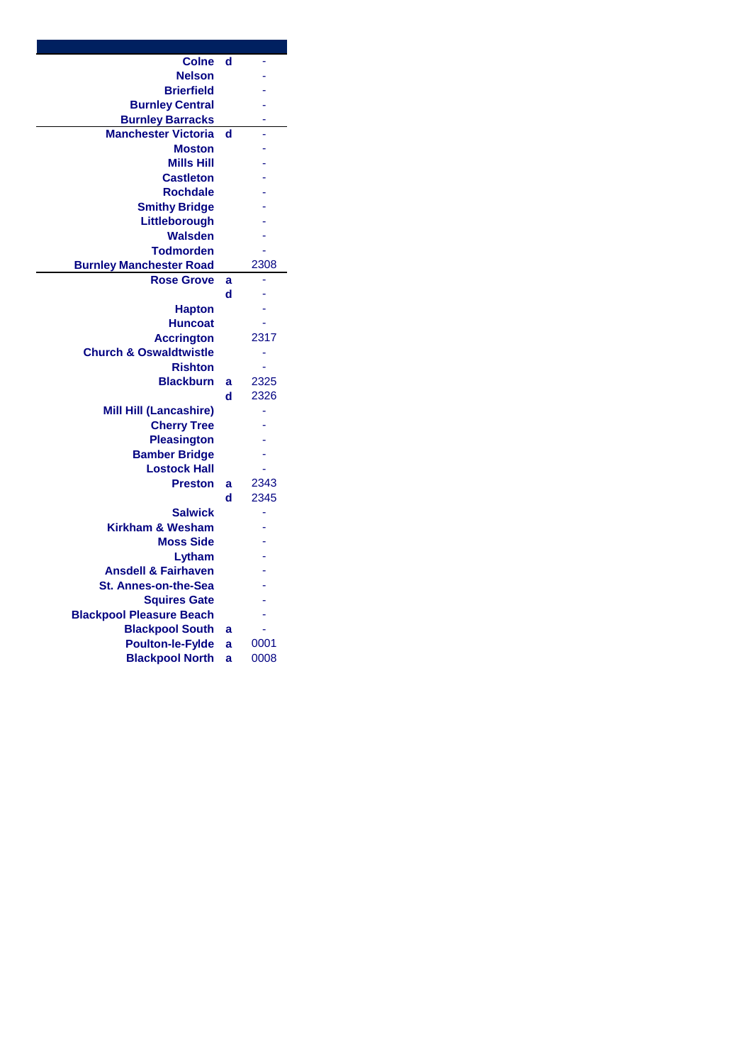| | | |
|---|---|---|
| Colne | d | - |
| Nelson | | - |
| Brierfield | | - |
| Burnley Central | | - |
| Burnley Barracks | | - |
| Manchester Victoria | d | - |
| Moston | | - |
| Mills Hill | | - |
| Castleton | | - |
| Rochdale | | - |
| Smithy Bridge | | - |
| Littleborough | | - |
| Walsden | | - |
| Todmorden | | - |
| Burnley Manchester Road | | 2308 |
| Rose Grove | a | - |
| | d | - |
| Hapton | | - |
| Huncoat | | - |
| Accrington | | 2317 |
| Church & Oswaldtwistle | | - |
| Rishton | | - |
| Blackburn | a | 2325 |
| | d | 2326 |
| Mill Hill (Lancashire) | | - |
| Cherry Tree | | - |
| Pleasington | | - |
| Bamber Bridge | | - |
| Lostock Hall | | - |
| Preston | a | 2343 |
| | d | 2345 |
| Salwick | | - |
| Kirkham & Wesham | | - |
| Moss Side | | - |
| Lytham | | - |
| Ansdell & Fairhaven | | - |
| St. Annes-on-the-Sea | | - |
| Squires Gate | | - |
| Blackpool Pleasure Beach | | - |
| Blackpool South | a | - |
| Poulton-le-Fylde | a | 0001 |
| Blackpool North | a | 0008 |